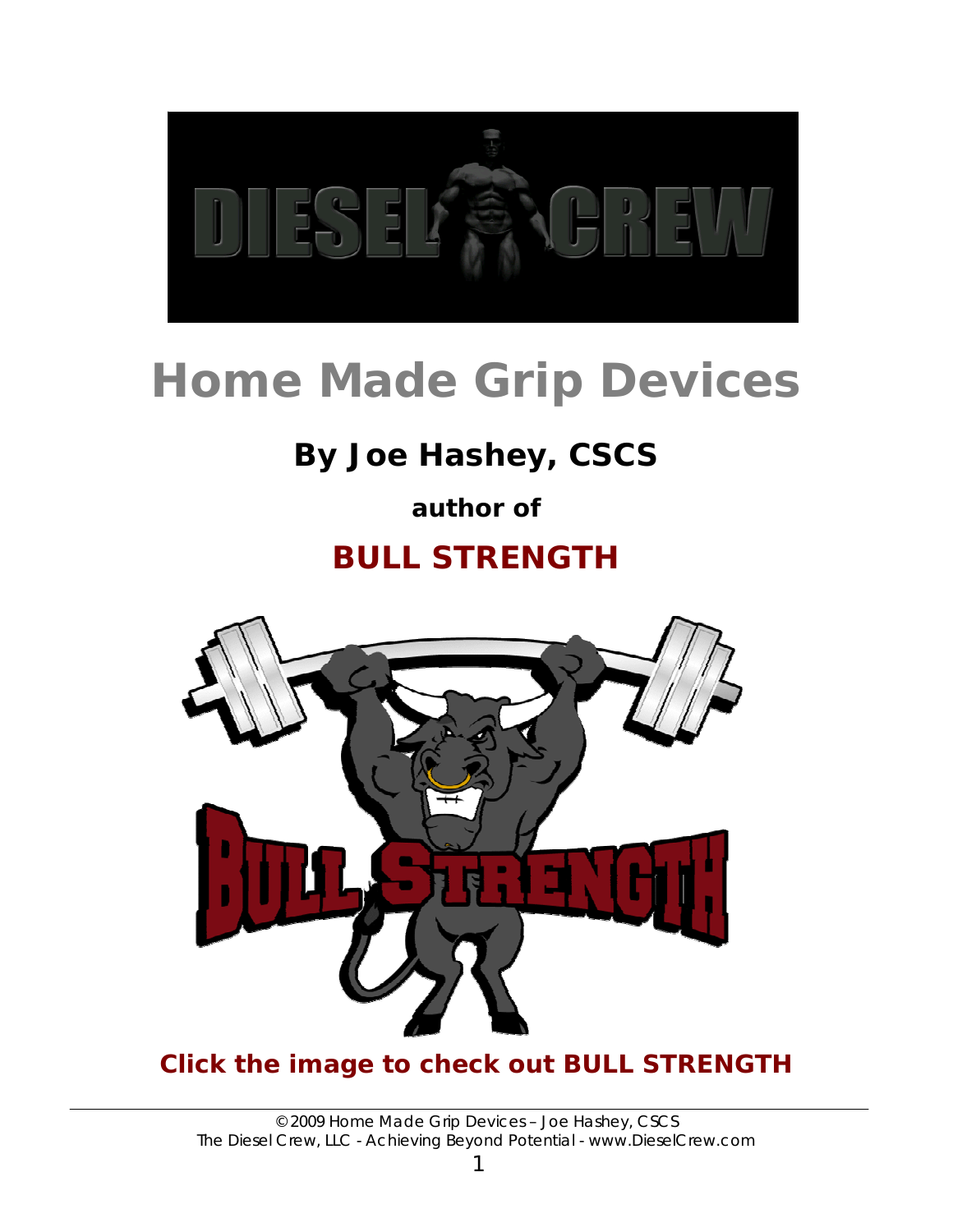# Home Made Grip Devices

## By Joe Hashey, CSCS

**author of**

## BULL STRENGTH

**Click the image to check out BULL STRENGTH**

© 2009 Home Made Grip Devices – Joe Hashey, CSCS
The Diesel Crew, LLC - Achieving Beyond Potential - www.DieselCrew.com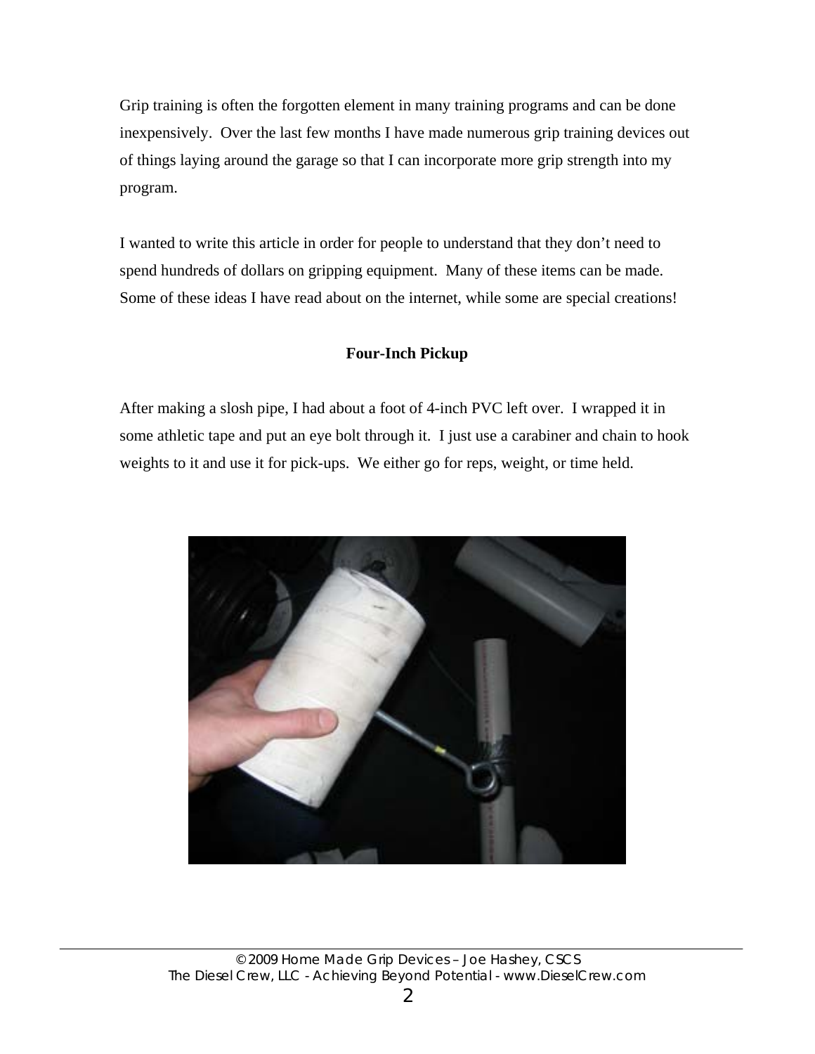Grip training is often the forgotten element in many training programs and can be done inexpensively. Over the last few months I have made numerous grip training devices out of things laying around the garage so that I can incorporate more grip strength into my program.

I wanted to write this article in order for people to understand that they don't need to spend hundreds of dollars on gripping equipment. Many of these items can be made. Some of these ideas I have read about on the internet, while some are special creations!

### Four-Inch Pickup

After making a slosh pipe, I had about a foot of 4-inch PVC left over. I wrapped it in some athletic tape and put an eye bolt through it. I just use a carabiner and chain to hook weights to it and use it for pick-ups. We either go for reps, weight, or time held.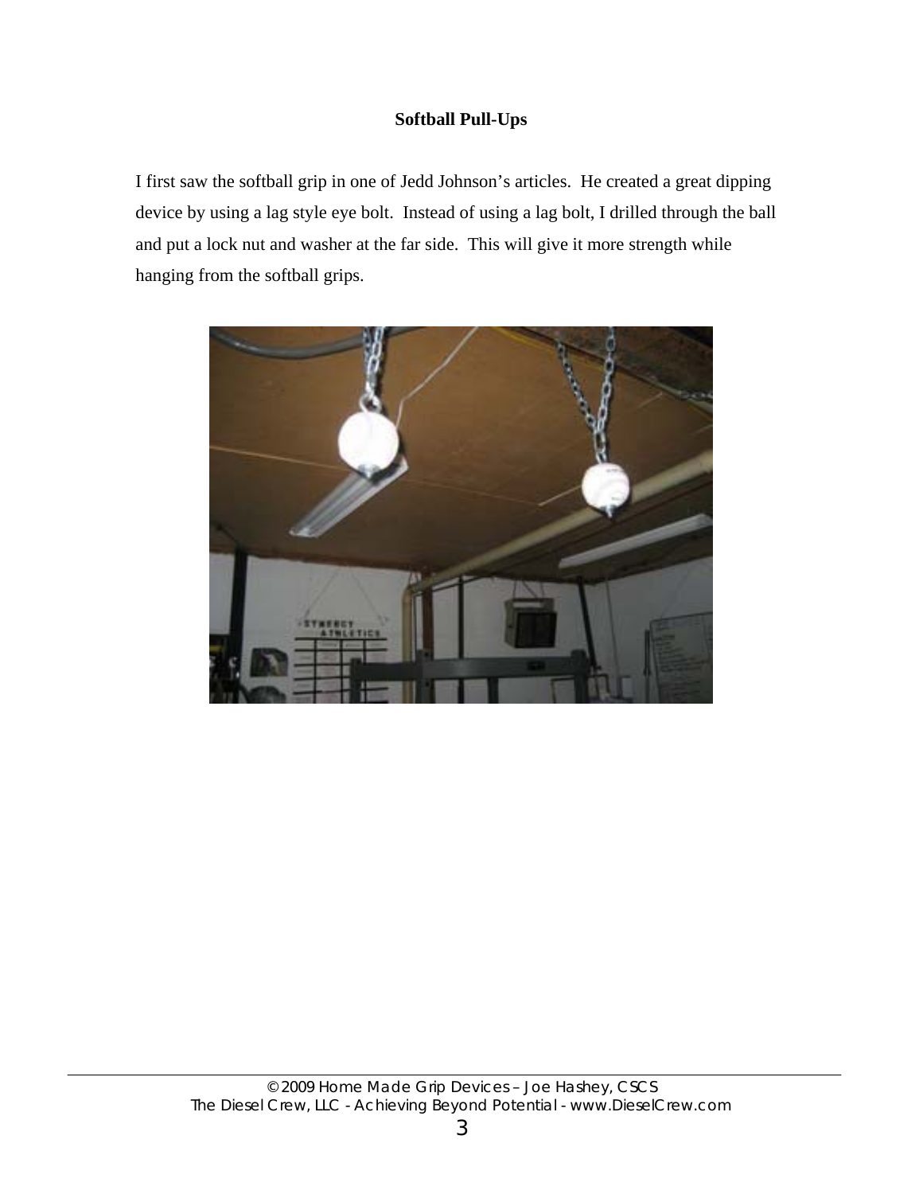**Softball Pull-Ups**

I first saw the softball grip in one of Jedd Johnson's articles. He created a great dipping device by using a lag style eye bolt. Instead of using a lag bolt, I drilled through the ball and put a lock nut and washer at the far side. This will give it more strength while hanging from the softball grips.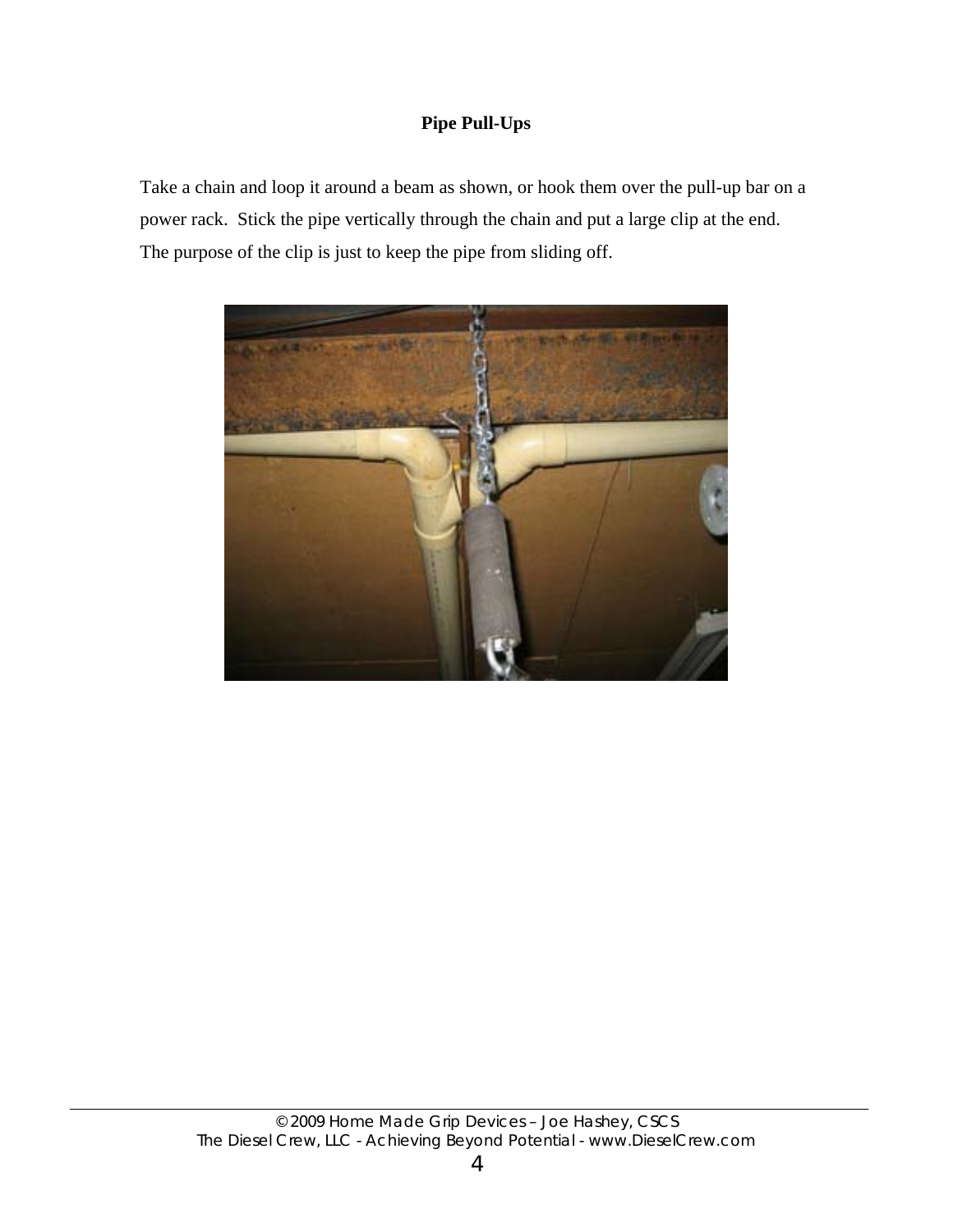## Pipe Pull-Ups

Take a chain and loop it around a beam as shown, or hook them over the pull-up bar on a power rack. Stick the pipe vertically through the chain and put a large clip at the end. The purpose of the clip is just to keep the pipe from sliding off.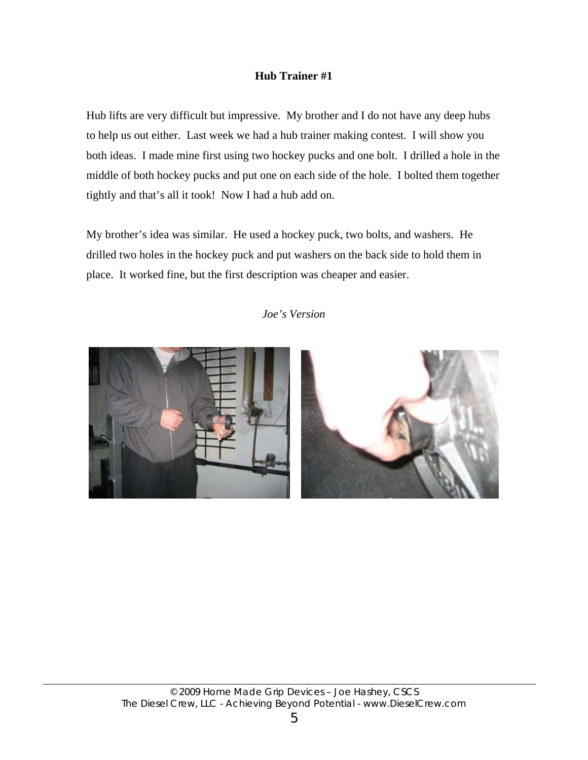## Hub Trainer #1

Hub lifts are very difficult but impressive. My brother and I do not have any deep hubs to help us out either. Last week we had a hub trainer making contest. I will show you both ideas. I made mine first using two hockey pucks and one bolt. I drilled a hole in the middle of both hockey pucks and put one on each side of the hole. I bolted them together tightly and that's all it took! Now I had a hub add on.

My brother's idea was similar. He used a hockey puck, two bolts, and washers. He drilled two holes in the hockey puck and put washers on the back side to hold them in place. It worked fine, but the first description was cheaper and easier.

*Joe's Version*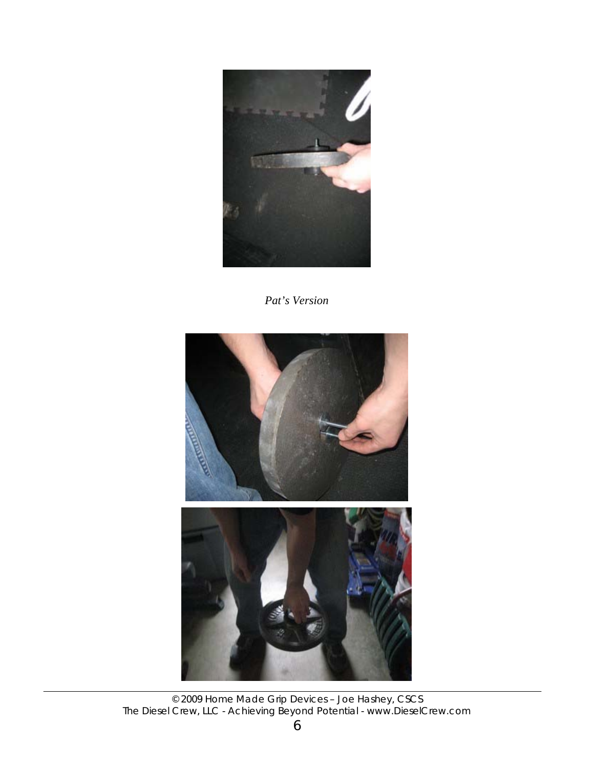*Pat's Version*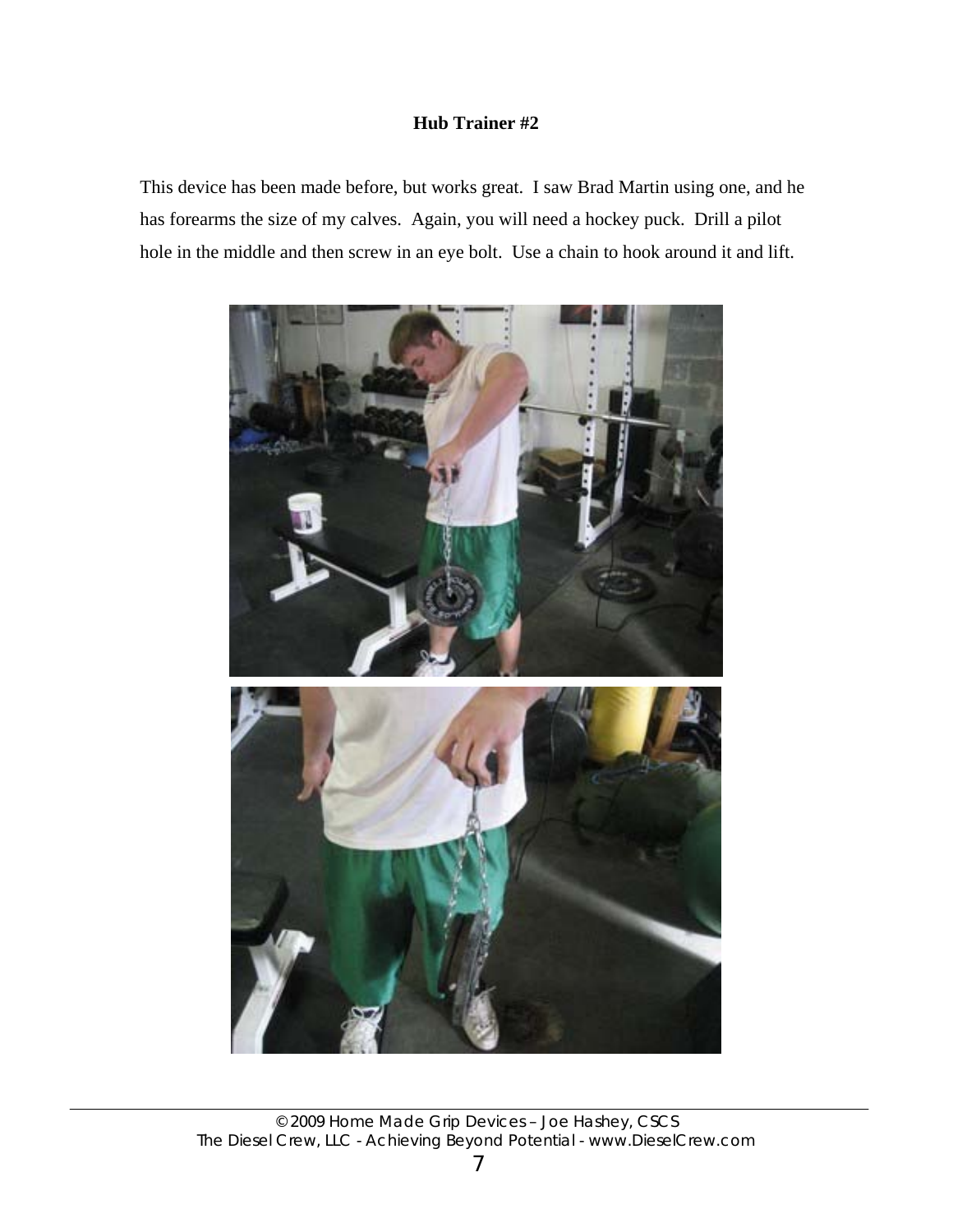## Hub Trainer #2

This device has been made before, but works great. I saw Brad Martin using one, and he has forearms the size of my calves. Again, you will need a hockey puck. Drill a pilot hole in the middle and then screw in an eye bolt. Use a chain to hook around it and lift.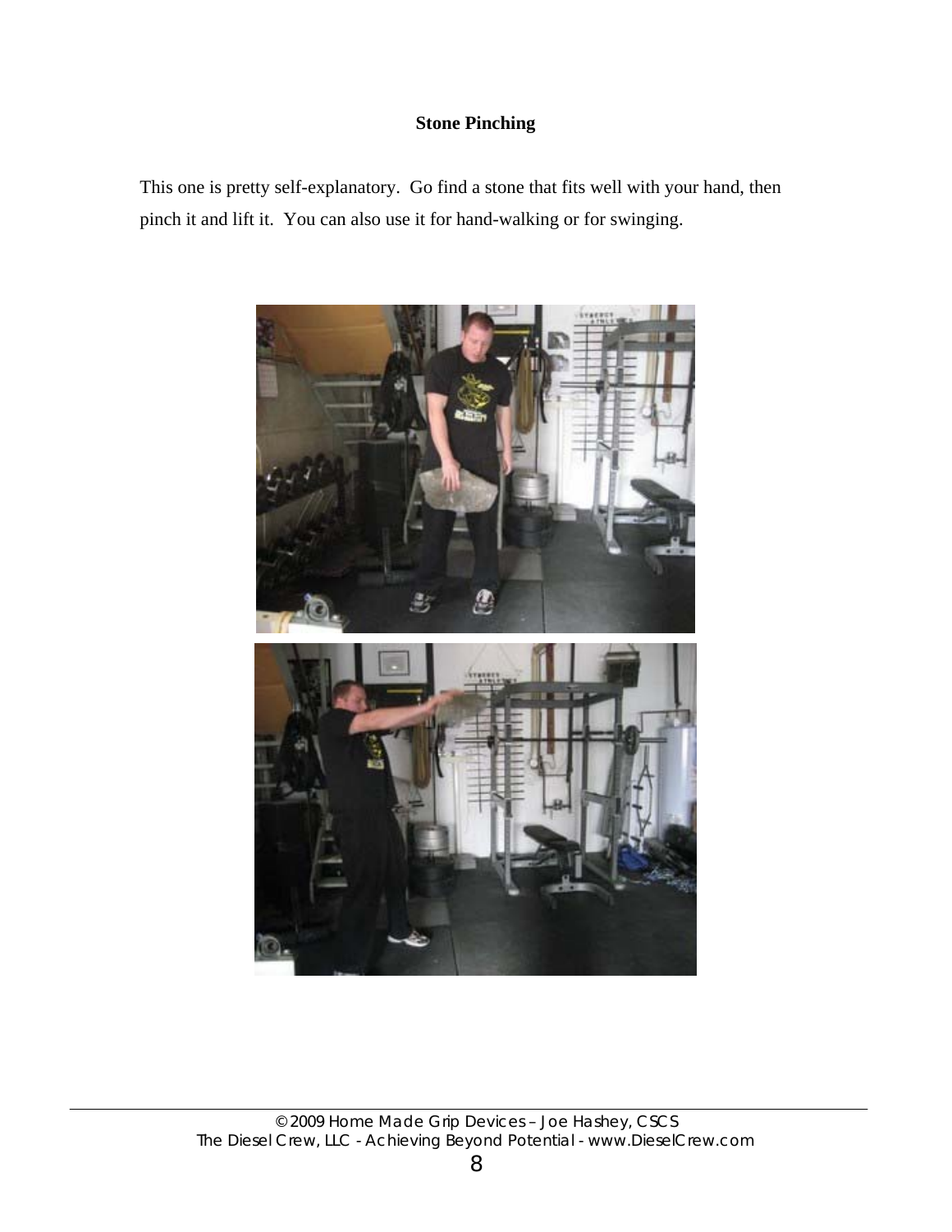## Stone Pinching

This one is pretty self-explanatory. Go find a stone that fits well with your hand, then pinch it and lift it. You can also use it for hand-walking or for swinging.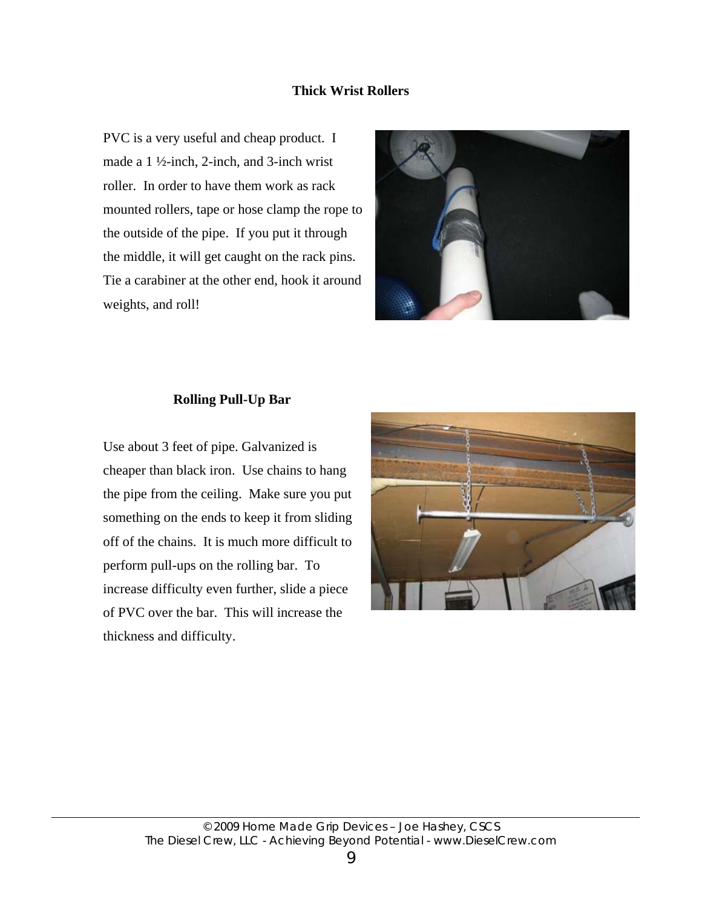## Thick Wrist Rollers

PVC is a very useful and cheap product. I made a 1 ½-inch, 2-inch, and 3-inch wrist roller. In order to have them work as rack mounted rollers, tape or hose clamp the rope to the outside of the pipe. If you put it through the middle, it will get caught on the rack pins. Tie a carabiner at the other end, hook it around weights, and roll!

## Rolling Pull-Up Bar

Use about 3 feet of pipe. Galvanized is cheaper than black iron. Use chains to hang the pipe from the ceiling. Make sure you put something on the ends to keep it from sliding off of the chains. It is much more difficult to perform pull-ups on the rolling bar. To increase difficulty even further, slide a piece of PVC over the bar. This will increase the thickness and difficulty.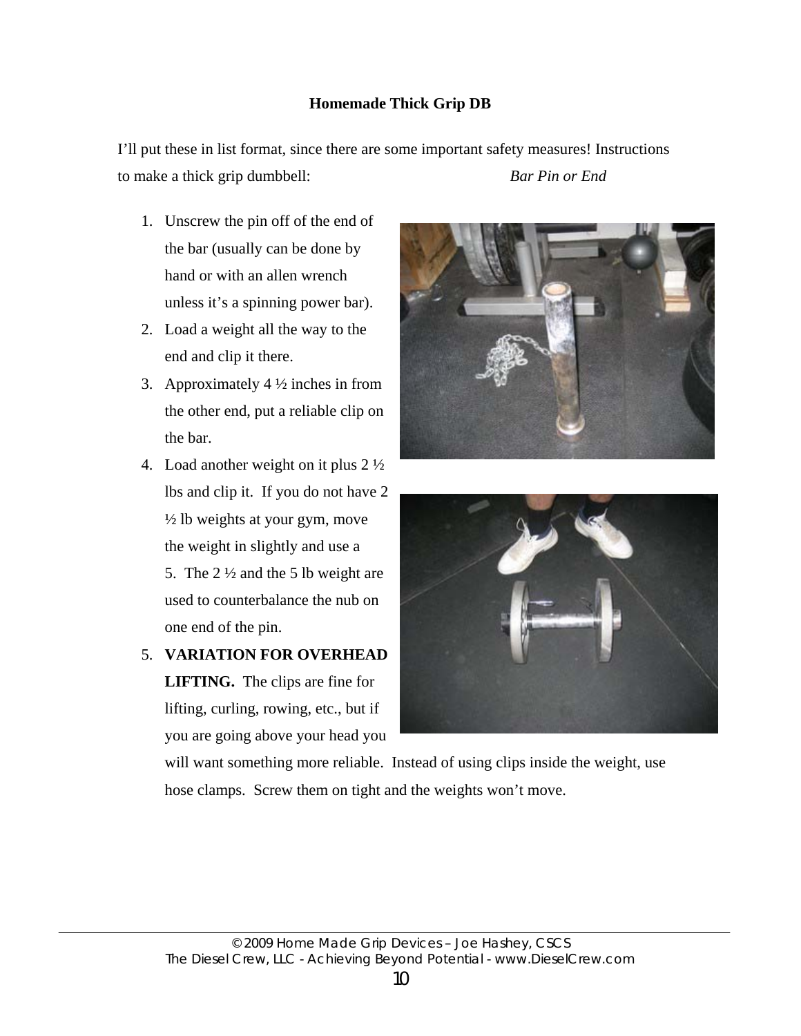**Homemade Thick Grip DB**

I'll put these in list format, since there are some important safety measures! Instructions to make a thick grip dumbbell:

*Bar Pin or End*

1. Unscrew the pin off of the end of the bar (usually can be done by hand or with an allen wrench unless it's a spinning power bar).
2. Load a weight all the way to the end and clip it there.
3. Approximately 4 ½ inches in from the other end, put a reliable clip on the bar.
4. Load another weight on it plus 2 ½ lbs and clip it. If you do not have 2 ½ lb weights at your gym, move the weight in slightly and use a 5. The 2 ½ and the 5 lb weight are used to counterbalance the nub on one end of the pin.
5. **VARIATION FOR OVERHEAD LIFTING.** The clips are fine for lifting, curling, rowing, etc., but if you are going above your head you will want something more reliable. Instead of using clips inside the weight, use hose clamps. Screw them on tight and the weights won't move.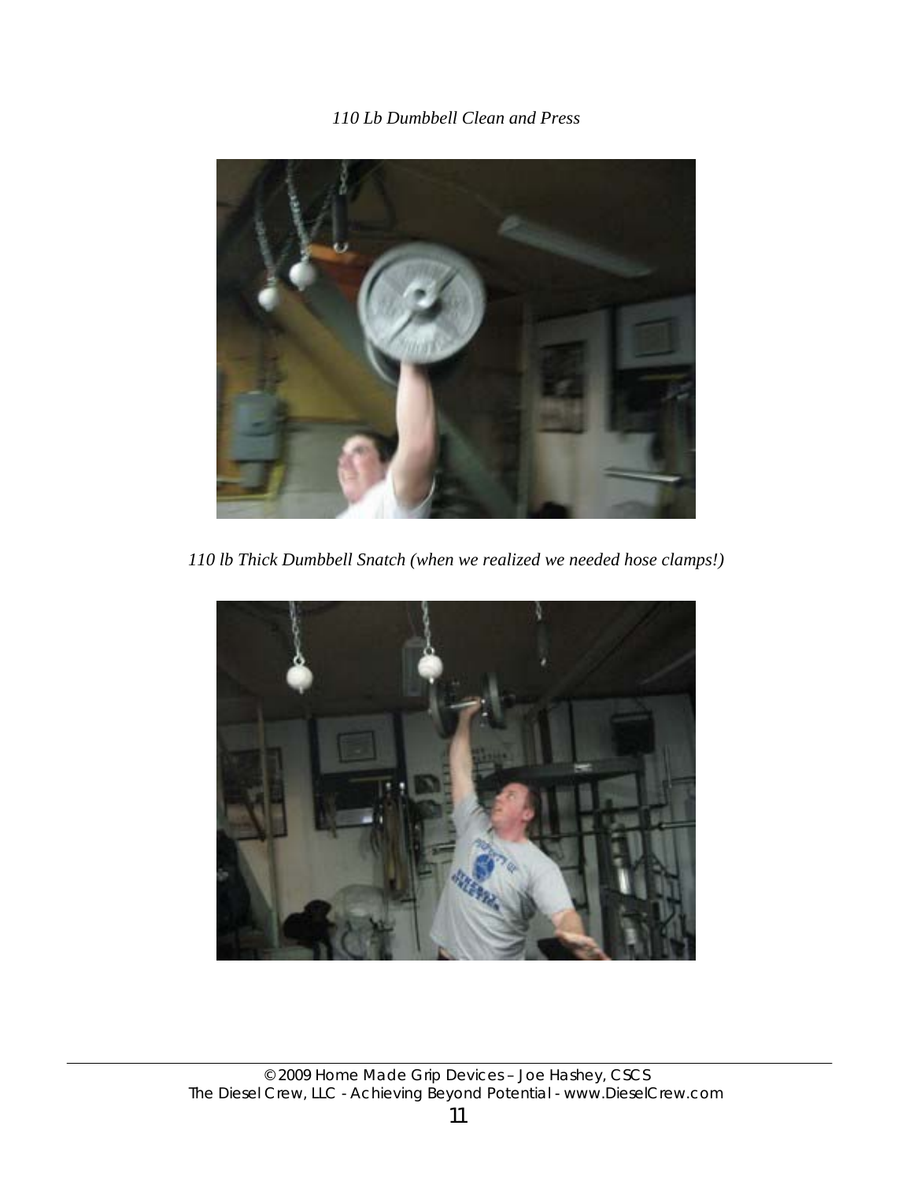*110 Lb Dumbbell Clean and Press*

*110 lb Thick Dumbbell Snatch (when we realized we needed hose clamps!)*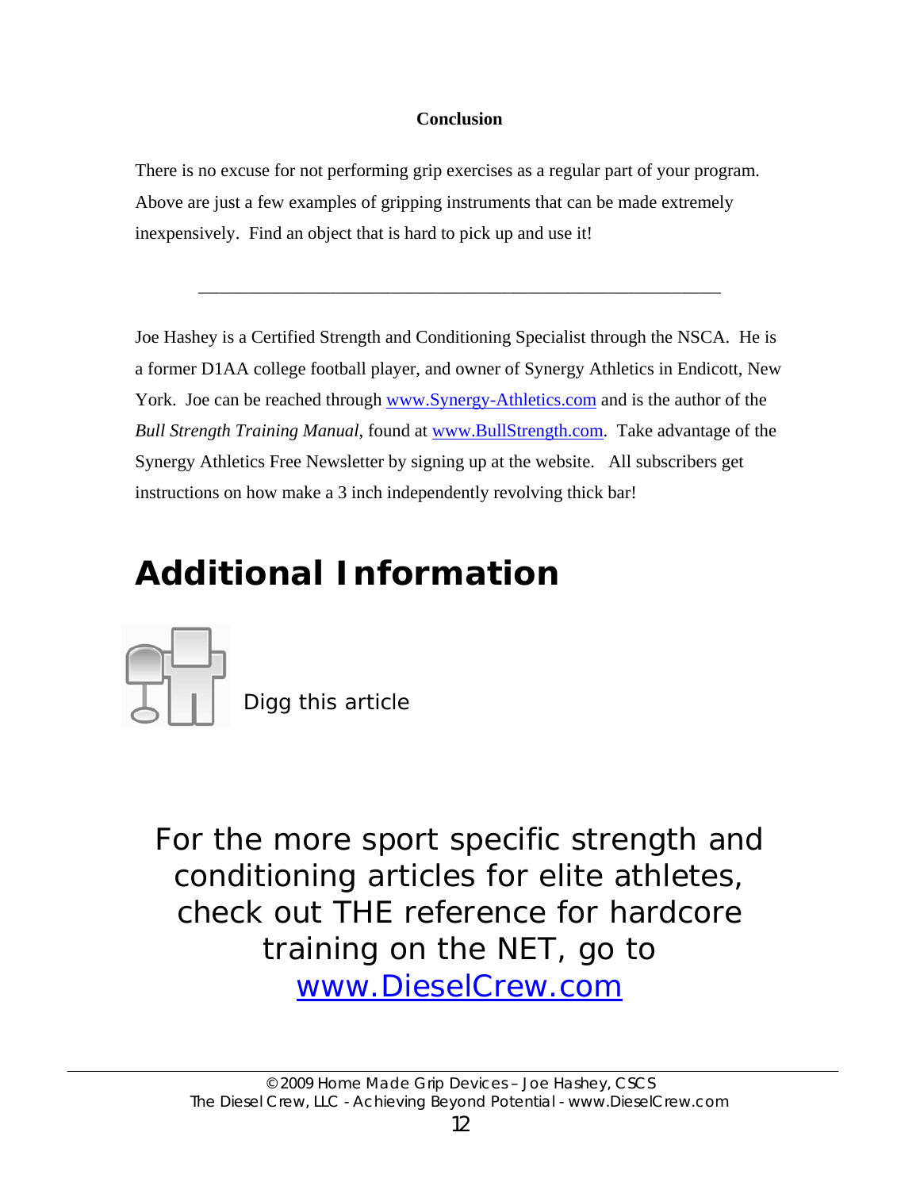**Conclusion**

There is no excuse for not performing grip exercises as a regular part of your program. Above are just a few examples of gripping instruments that can be made extremely inexpensively. Find an object that is hard to pick up and use it!

---

Joe Hashey is a Certified Strength and Conditioning Specialist through the NSCA. He is a former D1AA college football player, and owner of Synergy Athletics in Endicott, New York. Joe can be reached through www.Synergy-Athletics.com and is the author of the *Bull Strength Training Manual*, found at www.BullStrength.com. Take advantage of the Synergy Athletics Free Newsletter by signing up at the website. All subscribers get instructions on how make a 3 inch independently revolving thick bar!

# Additional Information

Digg this article

For the more sport specific strength and conditioning articles for elite athletes, check out THE reference for hardcore training on the NET, go to www.DieselCrew.com